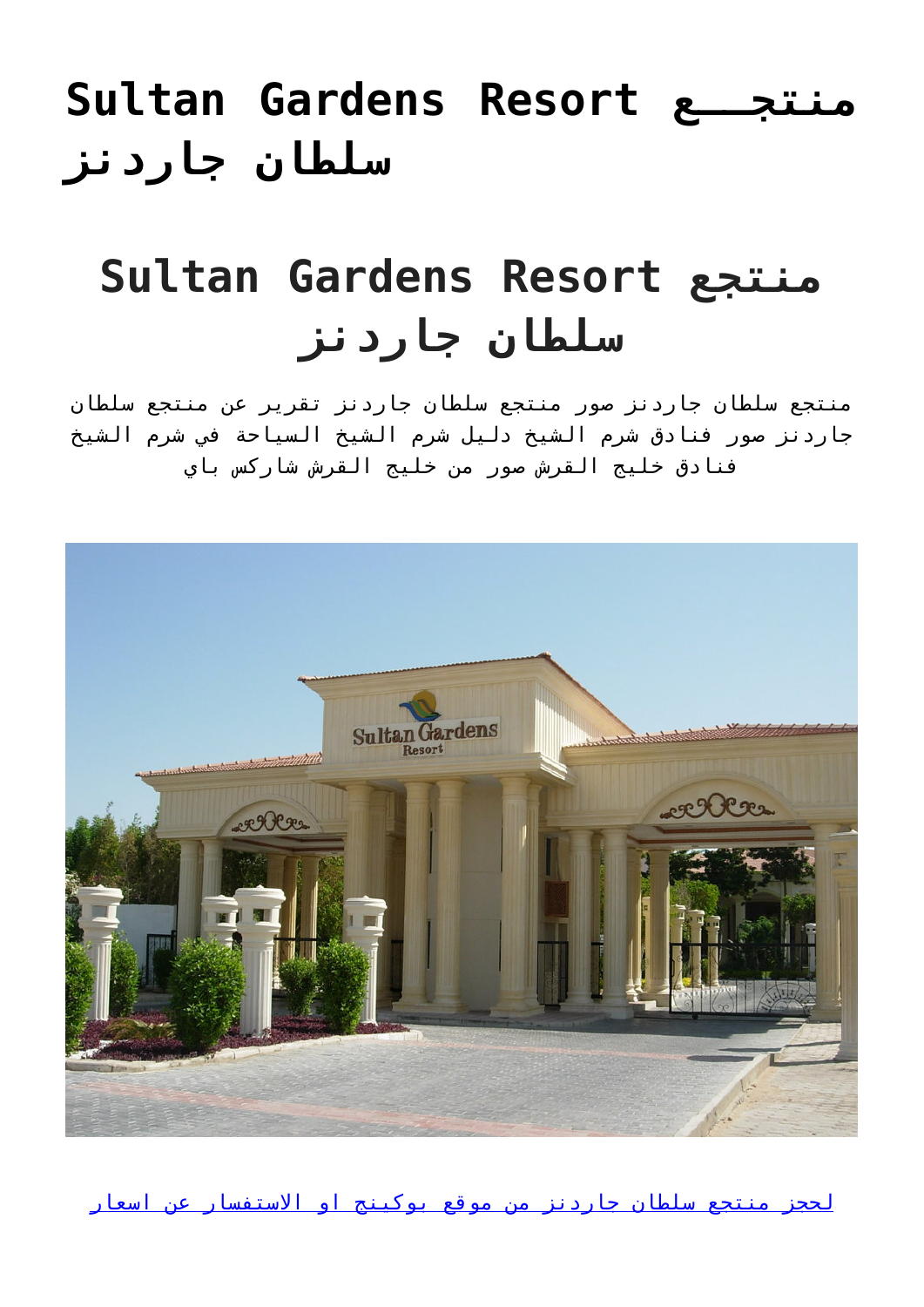# Sultan Gardens Resort منتجع سلطان جاردنز

## Sultan Gardens Resort منتجع سلطان جاردنز

منتجع سلطان جاردنز صور منتجع سلطان جاردنز تقرير عن منتجع سلطان جاردنز صور فنادق شرم الشيخ دليل شرم الشيخ السياحة في شرم الشيخ فنادق خليج القرش صور من خليج القرش شاركس باي

لحجز منتجع سلطان جاردنز من موقع بوكينج او الاستفسار عن اسعار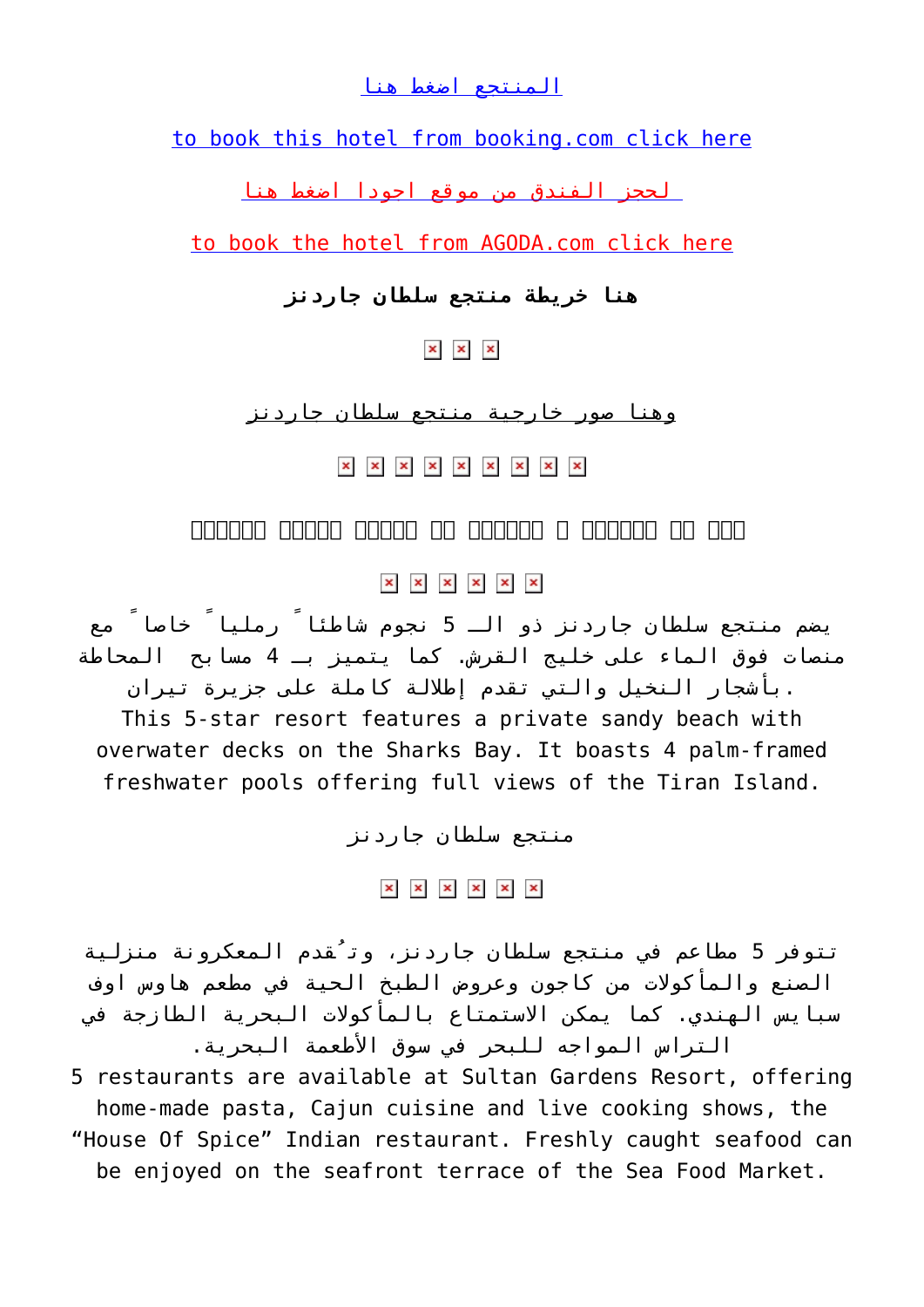المنتجع اضغط هنا

to book this hotel from booking.com click here

لحجز الفندق من موقع اجودا اضغط هنا

to book the hotel from AGODA.com click here

**هنا خريطة منتجع سلطان جاردنز**

وهنا صور خارجية منتجع سلطان جاردنز

يضم منتجع سلطان جاردنز ذو الـ 5 نجوم شاطئاً رملياً خاصاً مع منصات فوق الماء على خليج القرش. كما يتميز بـ 4 مسابح المحاطة بأشجار النخيل والتي تقدم إطلالة كاملة على جزيرة تيران.
This 5-star resort features a private sandy beach with overwater decks on the Sharks Bay. It boasts 4 palm-framed freshwater pools offering full views of the Tiran Island.

منتجع سلطان جاردنز

تتوفر 5 مطاعم في منتجع سلطان جاردنز، وتُقدم المعكرونة منزلية الصنع والمأكولات من كاجون وعروض الطبخ الحية في مطعم هاوس اوف سبايس الهندي. كما يمكن الاستمتاع بالمأكولات البحرية الطازجة في التراس المواجه للبحر في سوق الأطعمة البحرية.
5 restaurants are available at Sultan Gardens Resort, offering home-made pasta, Cajun cuisine and live cooking shows, the “House Of Spice” Indian restaurant. Freshly caught seafood can be enjoyed on the seafront terrace of the Sea Food Market.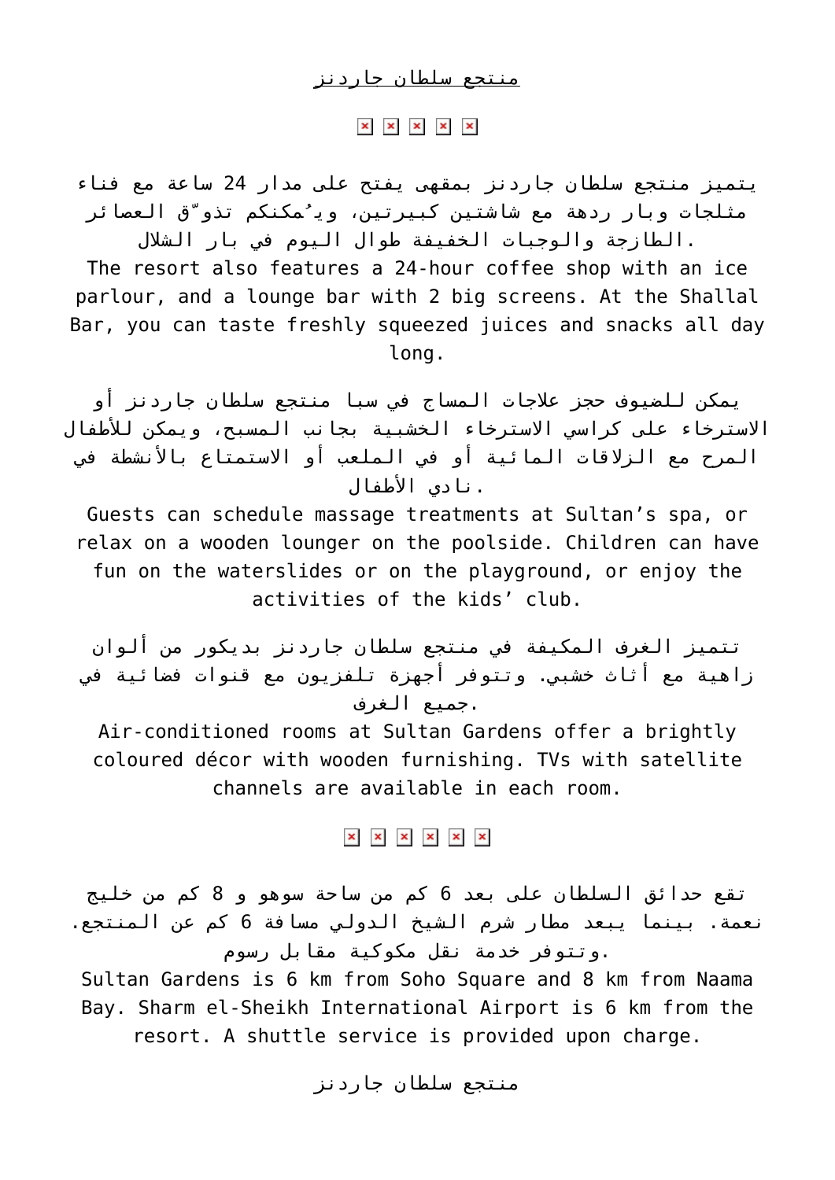منتجع سلطان جاردنز

يتميز منتجع سلطان جاردنز بمقهى يفتح على مدار 24 ساعة مع فناء مثلجات وبار ردهة مع شاشتين كبيرتين، ويُمكنكم تذوّق العصائر الطازجة والوجبات الخفيفة طوال اليوم في بار الشلال.
The resort also features a 24-hour coffee shop with an ice parlour, and a lounge bar with 2 big screens. At the Shallal Bar, you can taste freshly squeezed juices and snacks all day long.

يمكن للضيوف حجز علاجات المساج في سبا منتجع سلطان جاردنز أو الاسترخاء على كراسي الاسترخاء الخشبية بجانب المسبح، ويمكن للأطفال المرح مع الزلاقات المائية أو في الملعب أو الاستمتاع بالأنشطة في نادي الأطفال.
Guests can schedule massage treatments at Sultan's spa, or relax on a wooden lounger on the poolside. Children can have fun on the waterslides or on the playground, or enjoy the activities of the kids' club.

تتميز الغرف المكيفة في منتجع سلطان جاردنز بديكور من ألوان زاهية مع أثاث خشبي. وتتوفر أجهزة تلفزيون مع قنوات فضائية في جميع الغرف.
Air-conditioned rooms at Sultan Gardens offer a brightly coloured décor with wooden furnishing. TVs with satellite channels are available in each room.

تقع حدائق السلطان على بعد 6 كم من ساحة سوهو و 8 كم من خليج نعمة. بينما يبعد مطار شرم الشيخ الدولي مسافة 6 كم عن المنتجع. وتتوفر خدمة نقل مكوكية مقابل رسوم.
Sultan Gardens is 6 km from Soho Square and 8 km from Naama Bay. Sharm el-Sheikh International Airport is 6 km from the resort. A shuttle service is provided upon charge.

منتجع سلطان جاردنز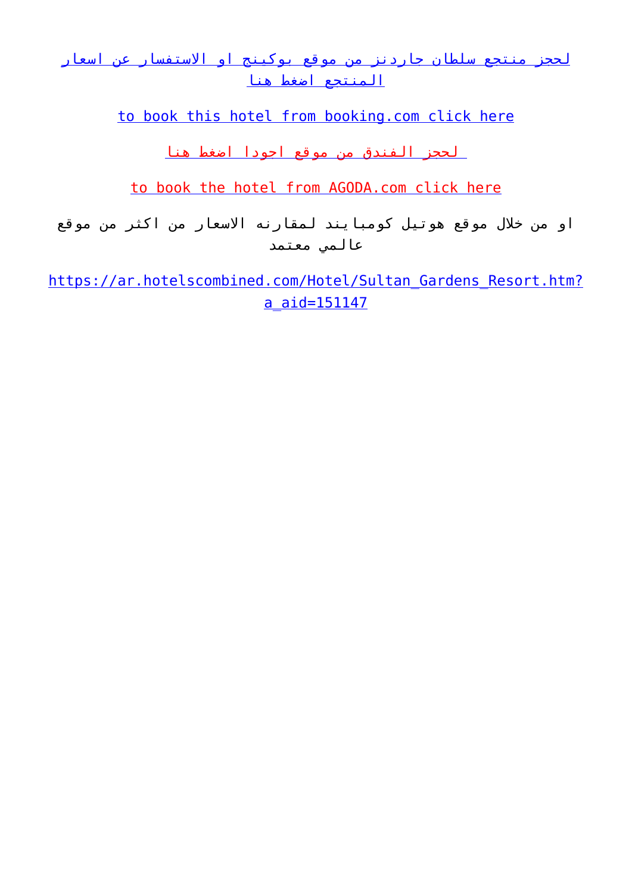لحجز منتجع سلطان جاردنز من موقع بوكينج او الاستفسار عن اسعار المنتجع اضغط هنا

to book this hotel from booking.com click here

لحجز الفندق من موقع اجودا اضغط هنا

to book the hotel from AGODA.com click here

او من خلال موقع هوتيل كومبايند لمقارنه الاسعار من اكثر من موقع عالمي معتمد

https://ar.hotelscombined.com/Hotel/Sultan_Gardens_Resort.htm?a_aid=151147